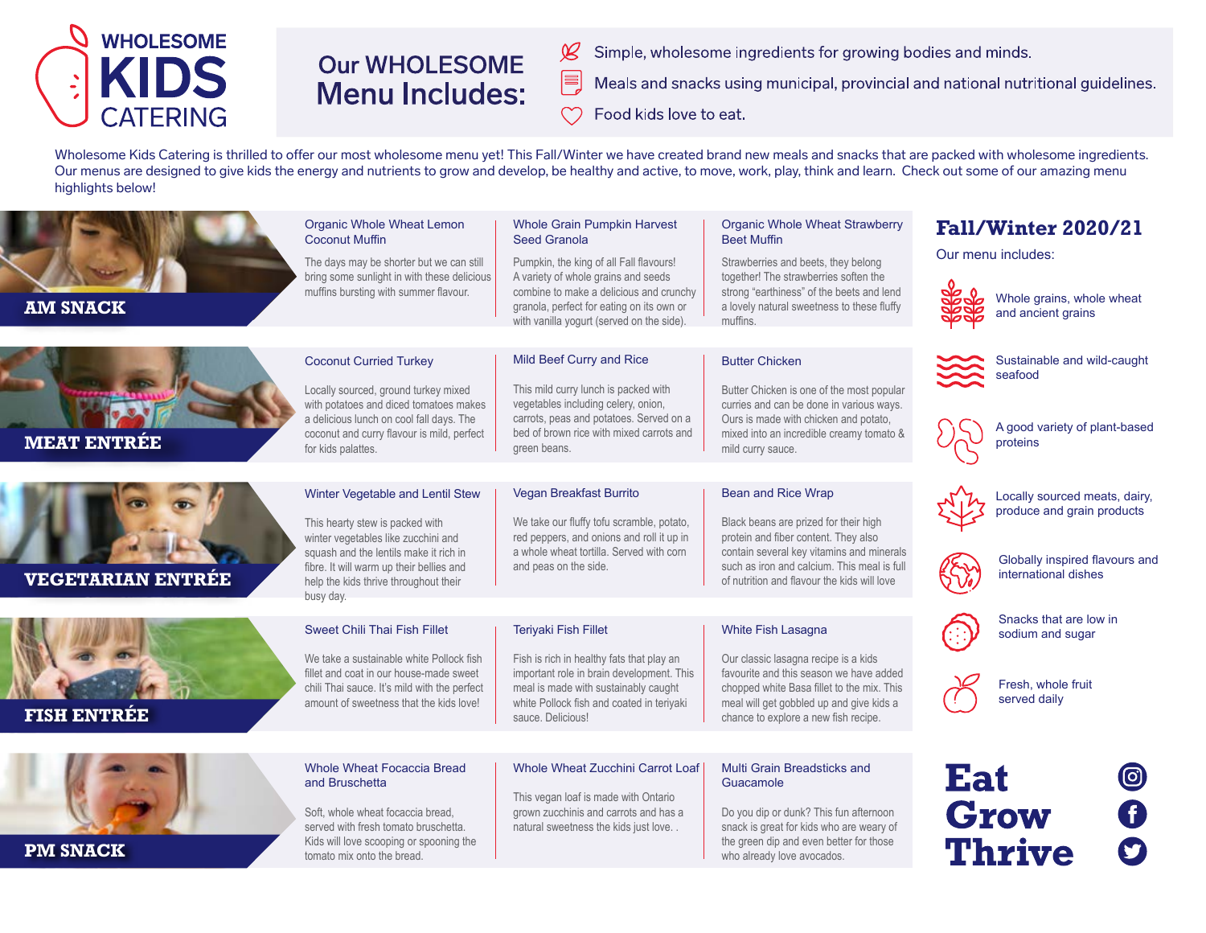# WHOLESOME KIDS CATERING

## Our WHOLESOME Menu Includes:

- Simple, wholesome ingredients for growing bodies and minds.
- Meals and snacks using municipal, provincial and national nutritional guidelines.
- Food kids love to eat.

Wholesome Kids Catering is thrilled to offer our most wholesome menu yet! This Fall/Winter we have created brand new meals and snacks that are packed with wholesome ingredients. Our menus are designed to give kids the energy and nutrients to grow and develop, be healthy and active, to move, work, play, think and learn. Check out some of our amazing menu highlights below!

## AM SNACK

**Organic Whole Wheat Lemon Coconut Muffin**

The days may be shorter but we can still bring some sunlight in with these delicious muffins bursting with summer flavour.

**Whole Grain Pumpkin Harvest Seed Granola**

Pumpkin, the king of all Fall flavours! A variety of whole grains and seeds combine to make a delicious and crunchy granola, perfect for eating on its own or with vanilla yogurt (served on the side).

**Organic Whole Wheat Strawberry Beet Muffin**

Strawberries and beets, they belong together! The strawberries soften the strong "earthiness" of the beets and lend a lovely natural sweetness to these fluffy muffins.

## MEAT ENTRÉE

**Coconut Curried Turkey**

Locally sourced, ground turkey mixed with potatoes and diced tomatoes makes a delicious lunch on cool fall days. The coconut and curry flavour is mild, perfect for kids palattes.

**Mild Beef Curry and Rice**

This mild curry lunch is packed with vegetables including celery, onion, carrots, peas and potatoes. Served on a bed of brown rice with mixed carrots and green beans.

**Butter Chicken**

Butter Chicken is one of the most popular curries and can be done in various ways. Ours is made with chicken and potato, mixed into an incredible creamy tomato & mild curry sauce.

## VEGETARIAN ENTRÉE

**Winter Vegetable and Lentil Stew**

This hearty stew is packed with winter vegetables like zucchini and squash and the lentils make it rich in fibre. It will warm up their bellies and help the kids thrive throughout their busy day.

**Vegan Breakfast Burrito**

We take our fluffy tofu scramble, potato, red peppers, and onions and roll it up in a whole wheat tortilla. Served with corn and peas on the side.

**Bean and Rice Wrap**

Black beans are prized for their high protein and fiber content. They also contain several key vitamins and minerals such as iron and calcium. This meal is full of nutrition and flavour the kids will love

## FISH ENTRÉE

**Sweet Chili Thai Fish Fillet**

We take a sustainable white Pollock fish fillet and coat in our house-made sweet chili Thai sauce. It's mild with the perfect amount of sweetness that the kids love!

**Teriyaki Fish Fillet**

Fish is rich in healthy fats that play an important role in brain development. This meal is made with sustainably caught white Pollock fish and coated in teriyaki sauce. Delicious!

**White Fish Lasagna**

Our classic lasagna recipe is a kids favourite and this season we have added chopped white Basa fillet to the mix. This meal will get gobbled up and give kids a chance to explore a new fish recipe.

## PM SNACK

**Whole Wheat Focaccia Bread and Bruschetta**

Soft, whole wheat focaccia bread, served with fresh tomato bruschetta. Kids will love scooping or spooning the tomato mix onto the bread.

**Whole Wheat Zucchini Carrot Loaf**

This vegan loaf is made with Ontario grown zucchinis and carrots and has a natural sweetness the kids just love. .

**Multi Grain Breadsticks and Guacamole**

Do you dip or dunk? This fun afternoon snack is great for kids who are weary of the green dip and even better for those who already love avocados.

## Fall/Winter 2020/21

Our menu includes:

- Whole grains, whole wheat and ancient grains
- Sustainable and wild-caught seafood
- A good variety of plant-based proteins
- Locally sourced meats, dairy, produce and grain products
- Globally inspired flavours and international dishes
- Snacks that are low in sodium and sugar
- Fresh, whole fruit served daily

**Eat Grow Thrive**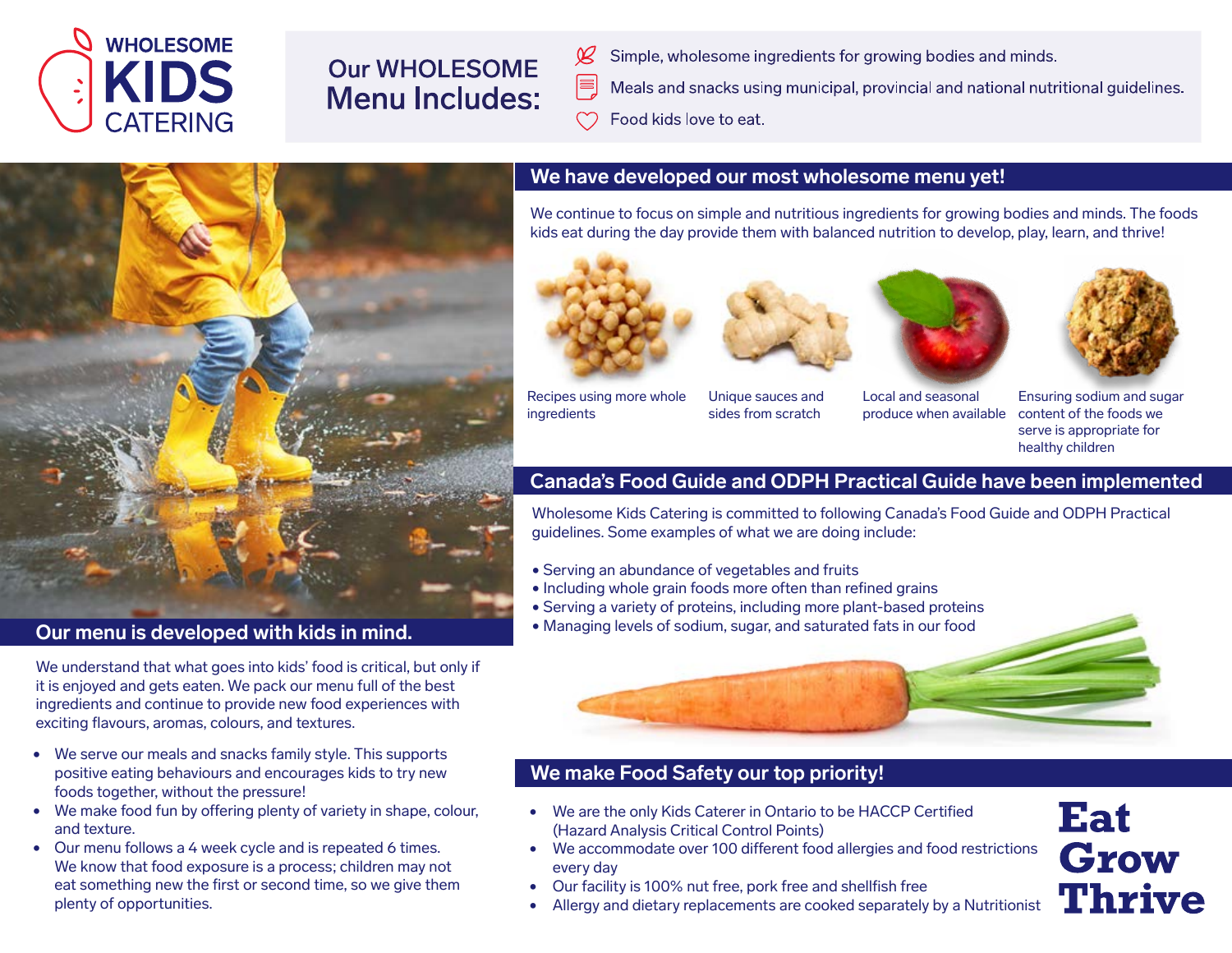WHOLESOME KIDS CATERING

## Our WHOLESOME Menu Includes:

- Simple, wholesome ingredients for growing bodies and minds.
- Meals and snacks using municipal, provincial and national nutritional guidelines.
- Food kids love to eat.

## We have developed our most wholesome menu yet!

We continue to focus on simple and nutritious ingredients for growing bodies and minds. The foods kids eat during the day provide them with balanced nutrition to develop, play, learn, and thrive!

- Recipes using more whole ingredients
- Unique sauces and sides from scratch
- Local and seasonal produce when available
- Ensuring sodium and sugar content of the foods we serve is appropriate for healthy children

## Our menu is developed with kids in mind.

We understand that what goes into kids' food is critical, but only if it is enjoyed and gets eaten. We pack our menu full of the best ingredients and continue to provide new food experiences with exciting flavours, aromas, colours, and textures.

- We serve our meals and snacks family style. This supports positive eating behaviours and encourages kids to try new foods together, without the pressure!
- We make food fun by offering plenty of variety in shape, colour, and texture.
- Our menu follows a 4 week cycle and is repeated 6 times. We know that food exposure is a process; children may not eat something new the first or second time, so we give them plenty of opportunities.

## Canada's Food Guide and ODPH Practical Guide have been implemented

Wholesome Kids Catering is committed to following Canada's Food Guide and ODPH Practical guidelines. Some examples of what we are doing include:

- Serving an abundance of vegetables and fruits
- Including whole grain foods more often than refined grains
- Serving a variety of proteins, including more plant-based proteins
- Managing levels of sodium, sugar, and saturated fats in our food

## We make Food Safety our top priority!

- We are the only Kids Caterer in Ontario to be HACCP Certified (Hazard Analysis Critical Control Points)
- We accommodate over 100 different food allergies and food restrictions every day
- Our facility is 100% nut free, pork free and shellfish free
- Allergy and dietary replacements are cooked separately by a Nutritionist

**Eat Grow Thrive**